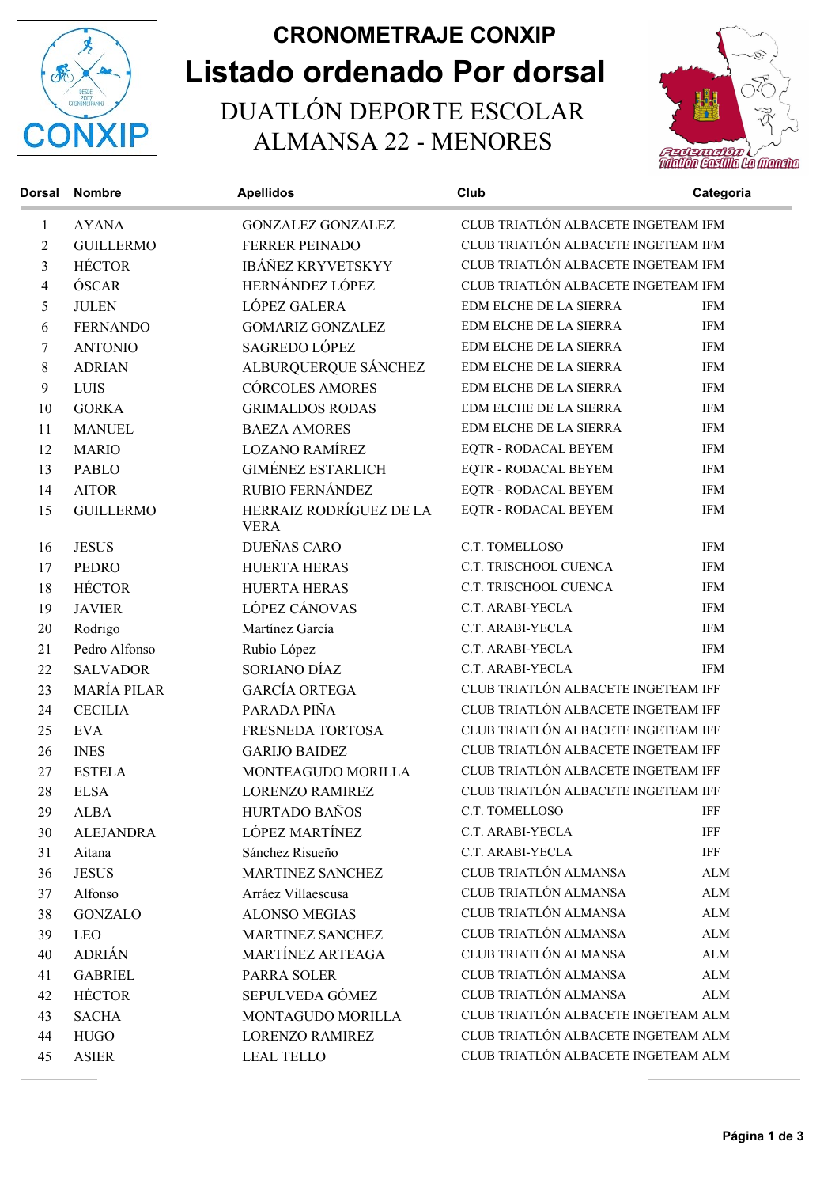# CRONOMETRAJE CONXIP

# Listado ordenado Por dorsal

## DUATLÓN DEPORTE ESCOLAR ALMANSA 22 - MENORES

| Dorsal | Nombre | Apellidos | Club | Categoria |
|---|---|---|---|---|
| 1 | AYANA | GONZALEZ GONZALEZ | CLUB TRIATLÓN ALBACETE INGETEAM | IFM |
| 2 | GUILLERMO | FERRER PEINADO | CLUB TRIATLÓN ALBACETE INGETEAM | IFM |
| 3 | HÉCTOR | IBÁÑEZ KRYVETSKYY | CLUB TRIATLÓN ALBACETE INGETEAM | IFM |
| 4 | ÓSCAR | HERNÁNDEZ LÓPEZ | CLUB TRIATLÓN ALBACETE INGETEAM | IFM |
| 5 | JULEN | LÓPEZ GALERA | EDM ELCHE DE LA SIERRA | IFM |
| 6 | FERNANDO | GOMARIZ GONZALEZ | EDM ELCHE DE LA SIERRA | IFM |
| 7 | ANTONIO | SAGREDO LÓPEZ | EDM ELCHE DE LA SIERRA | IFM |
| 8 | ADRIAN | ALBURQUERQUE SÁNCHEZ | EDM ELCHE DE LA SIERRA | IFM |
| 9 | LUIS | CÓRCOLES AMORES | EDM ELCHE DE LA SIERRA | IFM |
| 10 | GORKA | GRIMALDOS RODAS | EDM ELCHE DE LA SIERRA | IFM |
| 11 | MANUEL | BAEZA AMORES | EDM ELCHE DE LA SIERRA | IFM |
| 12 | MARIO | LOZANO RAMÍREZ | EQTR - RODACAL BEYEM | IFM |
| 13 | PABLO | GIMÉNEZ ESTARLICH | EQTR - RODACAL BEYEM | IFM |
| 14 | AITOR | RUBIO FERNÁNDEZ | EQTR - RODACAL BEYEM | IFM |
| 15 | GUILLERMO | HERRAIZ RODRÍGUEZ DE LA VERA | EQTR - RODACAL BEYEM | IFM |
| 16 | JESUS | DUEÑAS CARO | C.T. TOMELLOSO | IFM |
| 17 | PEDRO | HUERTA HERAS | C.T. TRISCHOOL CUENCA | IFM |
| 18 | HÉCTOR | HUERTA HERAS | C.T. TRISCHOOL CUENCA | IFM |
| 19 | JAVIER | LÓPEZ CÁNOVAS | C.T. ARABI-YECLA | IFM |
| 20 | Rodrigo | Martínez García | C.T. ARABI-YECLA | IFM |
| 21 | Pedro Alfonso | Rubio López | C.T. ARABI-YECLA | IFM |
| 22 | SALVADOR | SORIANO DÍAZ | C.T. ARABI-YECLA | IFM |
| 23 | MARÍA PILAR | GARCÍA ORTEGA | CLUB TRIATLÓN ALBACETE INGETEAM | IFF |
| 24 | CECILIA | PARADA PIÑA | CLUB TRIATLÓN ALBACETE INGETEAM | IFF |
| 25 | EVA | FRESNEDA TORTOSA | CLUB TRIATLÓN ALBACETE INGETEAM | IFF |
| 26 | INES | GARIJO BAIDEZ | CLUB TRIATLÓN ALBACETE INGETEAM | IFF |
| 27 | ESTELA | MONTEAGUDO MORILLA | CLUB TRIATLÓN ALBACETE INGETEAM | IFF |
| 28 | ELSA | LORENZO RAMIREZ | CLUB TRIATLÓN ALBACETE INGETEAM | IFF |
| 29 | ALBA | HURTADO BAÑOS | C.T. TOMELLOSO | IFF |
| 30 | ALEJANDRA | LÓPEZ MARTÍNEZ | C.T. ARABI-YECLA | IFF |
| 31 | Aitana | Sánchez Risueño | C.T. ARABI-YECLA | IFF |
| 36 | JESUS | MARTINEZ SANCHEZ | CLUB TRIATLÓN ALMANSA | ALM |
| 37 | Alfonso | Arráez Villaescusa | CLUB TRIATLÓN ALMANSA | ALM |
| 38 | GONZALO | ALONSO MEGIAS | CLUB TRIATLÓN ALMANSA | ALM |
| 39 | LEO | MARTINEZ SANCHEZ | CLUB TRIATLÓN ALMANSA | ALM |
| 40 | ADRIÁN | MARTÍNEZ ARTEAGA | CLUB TRIATLÓN ALMANSA | ALM |
| 41 | GABRIEL | PARRA SOLER | CLUB TRIATLÓN ALMANSA | ALM |
| 42 | HÉCTOR | SEPULVEDA GÓMEZ | CLUB TRIATLÓN ALMANSA | ALM |
| 43 | SACHA | MONTAGUDO MORILLA | CLUB TRIATLÓN ALBACETE INGETEAM | ALM |
| 44 | HUGO | LORENZO RAMIREZ | CLUB TRIATLÓN ALBACETE INGETEAM | ALM |
| 45 | ASIER | LEAL TELLO | CLUB TRIATLÓN ALBACETE INGETEAM | ALM |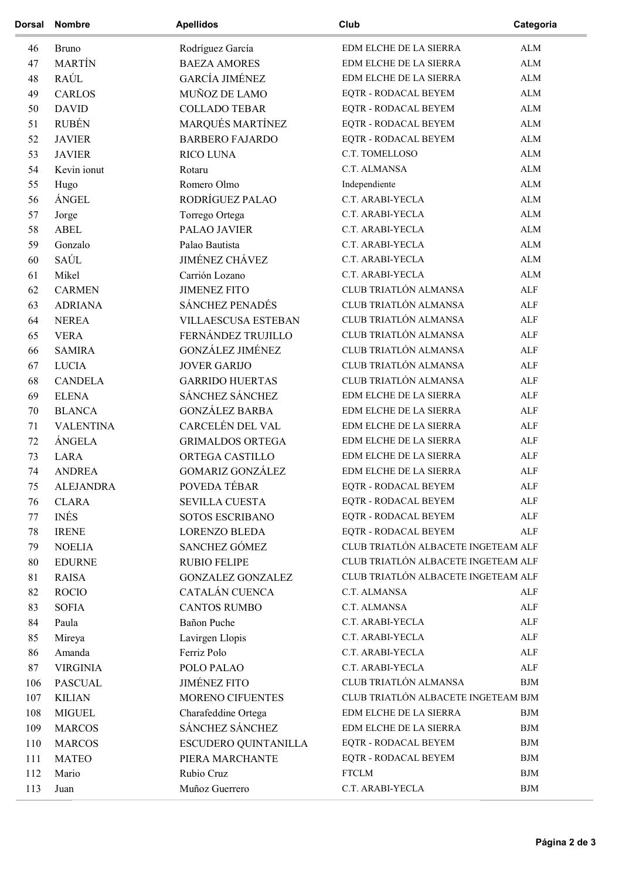| Dorsal | Nombre | Apellidos | Club | Categoria |
|---|---|---|---|---|
| 46 | Bruno | Rodríguez García | EDM ELCHE DE LA SIERRA | ALM |
| 47 | MARTÍN | BAEZA AMORES | EDM ELCHE DE LA SIERRA | ALM |
| 48 | RAÚL | GARCÍA JIMÉNEZ | EDM ELCHE DE LA SIERRA | ALM |
| 49 | CARLOS | MUÑOZ DE LAMO | EQTR - RODACAL BEYEM | ALM |
| 50 | DAVID | COLLADO TEBAR | EQTR - RODACAL BEYEM | ALM |
| 51 | RUBÉN | MARQUÉS MARTÍNEZ | EQTR - RODACAL BEYEM | ALM |
| 52 | JAVIER | BARBERO FAJARDO | EQTR - RODACAL BEYEM | ALM |
| 53 | JAVIER | RICO LUNA | C.T. TOMELLOSO | ALM |
| 54 | Kevin ionut | Rotaru | C.T. ALMANSA | ALM |
| 55 | Hugo | Romero Olmo | Independiente | ALM |
| 56 | ÁNGEL | RODRÍGUEZ PALAO | C.T. ARABI-YECLA | ALM |
| 57 | Jorge | Torrego Ortega | C.T. ARABI-YECLA | ALM |
| 58 | ABEL | PALAO JAVIER | C.T. ARABI-YECLA | ALM |
| 59 | Gonzalo | Palao Bautista | C.T. ARABI-YECLA | ALM |
| 60 | SAÚL | JIMÉNEZ CHÁVEZ | C.T. ARABI-YECLA | ALM |
| 61 | Mikel | Carrión Lozano | C.T. ARABI-YECLA | ALM |
| 62 | CARMEN | JIMENEZ FITO | CLUB TRIATLÓN ALMANSA | ALF |
| 63 | ADRIANA | SÁNCHEZ PENADÉS | CLUB TRIATLÓN ALMANSA | ALF |
| 64 | NEREA | VILLAESCUSA ESTEBAN | CLUB TRIATLÓN ALMANSA | ALF |
| 65 | VERA | FERNÁNDEZ TRUJILLO | CLUB TRIATLÓN ALMANSA | ALF |
| 66 | SAMIRA | GONZÁLEZ JIMÉNEZ | CLUB TRIATLÓN ALMANSA | ALF |
| 67 | LUCIA | JOVER GARIJO | CLUB TRIATLÓN ALMANSA | ALF |
| 68 | CANDELA | GARRIDO HUERTAS | CLUB TRIATLÓN ALMANSA | ALF |
| 69 | ELENA | SÁNCHEZ SÁNCHEZ | EDM ELCHE DE LA SIERRA | ALF |
| 70 | BLANCA | GONZÁLEZ BARBA | EDM ELCHE DE LA SIERRA | ALF |
| 71 | VALENTINA | CARCELÉN DEL VAL | EDM ELCHE DE LA SIERRA | ALF |
| 72 | ÁNGELA | GRIMALDOS ORTEGA | EDM ELCHE DE LA SIERRA | ALF |
| 73 | LARA | ORTEGA CASTILLO | EDM ELCHE DE LA SIERRA | ALF |
| 74 | ANDREA | GOMARIZ GONZÁLEZ | EDM ELCHE DE LA SIERRA | ALF |
| 75 | ALEJANDRA | POVEDA TÉBAR | EQTR - RODACAL BEYEM | ALF |
| 76 | CLARA | SEVILLA CUESTA | EQTR - RODACAL BEYEM | ALF |
| 77 | INÉS | SOTOS ESCRIBANO | EQTR - RODACAL BEYEM | ALF |
| 78 | IRENE | LORENZO BLEDA | EQTR - RODACAL BEYEM | ALF |
| 79 | NOELIA | SANCHEZ GÓMEZ | CLUB TRIATLÓN ALBACETE INGETEAM | ALF |
| 80 | EDURNE | RUBIO FELIPE | CLUB TRIATLÓN ALBACETE INGETEAM | ALF |
| 81 | RAISA | GONZALEZ GONZALEZ | CLUB TRIATLÓN ALBACETE INGETEAM | ALF |
| 82 | ROCIO | CATALÁN CUENCA | C.T. ALMANSA | ALF |
| 83 | SOFIA | CANTOS RUMBO | C.T. ALMANSA | ALF |
| 84 | Paula | Bañon Puche | C.T. ARABI-YECLA | ALF |
| 85 | Mireya | Lavirgen Llopis | C.T. ARABI-YECLA | ALF |
| 86 | Amanda | Ferriz Polo | C.T. ARABI-YECLA | ALF |
| 87 | VIRGINIA | POLO PALAO | C.T. ARABI-YECLA | ALF |
| 106 | PASCUAL | JIMÉNEZ FITO | CLUB TRIATLÓN ALMANSA | BJM |
| 107 | KILIAN | MORENO CIFUENTES | CLUB TRIATLÓN ALBACETE INGETEAM | BJM |
| 108 | MIGUEL | Charafeddine Ortega | EDM ELCHE DE LA SIERRA | BJM |
| 109 | MARCOS | SÁNCHEZ SÁNCHEZ | EDM ELCHE DE LA SIERRA | BJM |
| 110 | MARCOS | ESCUDERO QUINTANILLA | EQTR - RODACAL BEYEM | BJM |
| 111 | MATEO | PIERA MARCHANTE | EQTR - RODACAL BEYEM | BJM |
| 112 | Mario | Rubio Cruz | FTCLM | BJM |
| 113 | Juan | Muñoz Guerrero | C.T. ARABI-YECLA | BJM |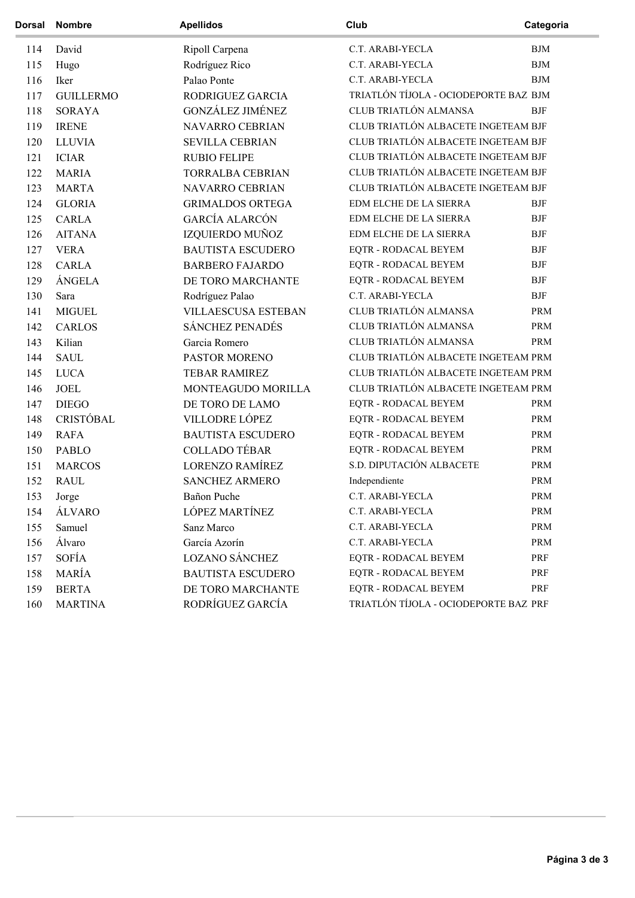| Dorsal | Nombre | Apellidos | Club | Categoria |
|---|---|---|---|---|
| 114 | David | Ripoll Carpena | C.T. ARABI-YECLA | BJM |
| 115 | Hugo | Rodríguez Rico | C.T. ARABI-YECLA | BJM |
| 116 | Iker | Palao Ponte | C.T. ARABI-YECLA | BJM |
| 117 | GUILLERMO | RODRIGUEZ GARCIA | TRIATLÓN TÍJOLA - OCIODEPORTE BAZ | BJM |
| 118 | SORAYA | GONZÁLEZ JIMÉNEZ | CLUB TRIATLÓN ALMANSA | BJF |
| 119 | IRENE | NAVARRO CEBRIAN | CLUB TRIATLÓN ALBACETE INGETEAM | BJF |
| 120 | LLUVIA | SEVILLA CEBRIAN | CLUB TRIATLÓN ALBACETE INGETEAM | BJF |
| 121 | ICIAR | RUBIO FELIPE | CLUB TRIATLÓN ALBACETE INGETEAM | BJF |
| 122 | MARIA | TORRALBA CEBRIAN | CLUB TRIATLÓN ALBACETE INGETEAM | BJF |
| 123 | MARTA | NAVARRO CEBRIAN | CLUB TRIATLÓN ALBACETE INGETEAM | BJF |
| 124 | GLORIA | GRIMALDOS ORTEGA | EDM ELCHE DE LA SIERRA | BJF |
| 125 | CARLA | GARCÍA ALARCÓN | EDM ELCHE DE LA SIERRA | BJF |
| 126 | AITANA | IZQUIERDO MUÑOZ | EDM ELCHE DE LA SIERRA | BJF |
| 127 | VERA | BAUTISTA ESCUDERO | EQTR - RODACAL BEYEM | BJF |
| 128 | CARLA | BARBERO FAJARDO | EQTR - RODACAL BEYEM | BJF |
| 129 | ÁNGELA | DE TORO MARCHANTE | EQTR - RODACAL BEYEM | BJF |
| 130 | Sara | Rodríguez Palao | C.T. ARABI-YECLA | BJF |
| 141 | MIGUEL | VILLAESCUSA ESTEBAN | CLUB TRIATLÓN ALMANSA | PRM |
| 142 | CARLOS | SÁNCHEZ PENADÉS | CLUB TRIATLÓN ALMANSA | PRM |
| 143 | Kilian | Garcia Romero | CLUB TRIATLÓN ALMANSA | PRM |
| 144 | SAUL | PASTOR MORENO | CLUB TRIATLÓN ALBACETE INGETEAM | PRM |
| 145 | LUCA | TEBAR RAMIREZ | CLUB TRIATLÓN ALBACETE INGETEAM | PRM |
| 146 | JOEL | MONTEAGUDO MORILLA | CLUB TRIATLÓN ALBACETE INGETEAM | PRM |
| 147 | DIEGO | DE TORO DE LAMO | EQTR - RODACAL BEYEM | PRM |
| 148 | CRISTÓBAL | VILLODRE LÓPEZ | EQTR - RODACAL BEYEM | PRM |
| 149 | RAFA | BAUTISTA ESCUDERO | EQTR - RODACAL BEYEM | PRM |
| 150 | PABLO | COLLADO TÉBAR | EQTR - RODACAL BEYEM | PRM |
| 151 | MARCOS | LORENZO RAMÍREZ | S.D. DIPUTACIÓN ALBACETE | PRM |
| 152 | RAUL | SANCHEZ ARMERO | Independiente | PRM |
| 153 | Jorge | Bañon Puche | C.T. ARABI-YECLA | PRM |
| 154 | ÁLVARO | LÓPEZ MARTÍNEZ | C.T. ARABI-YECLA | PRM |
| 155 | Samuel | Sanz Marco | C.T. ARABI-YECLA | PRM |
| 156 | Álvaro | García Azorín | C.T. ARABI-YECLA | PRM |
| 157 | SOFÍA | LOZANO SÁNCHEZ | EQTR - RODACAL BEYEM | PRF |
| 158 | MARÍA | BAUTISTA ESCUDERO | EQTR - RODACAL BEYEM | PRF |
| 159 | BERTA | DE TORO MARCHANTE | EQTR - RODACAL BEYEM | PRF |
| 160 | MARTINA | RODRÍGUEZ GARCÍA | TRIATLÓN TÍJOLA - OCIODEPORTE BAZ | PRF |